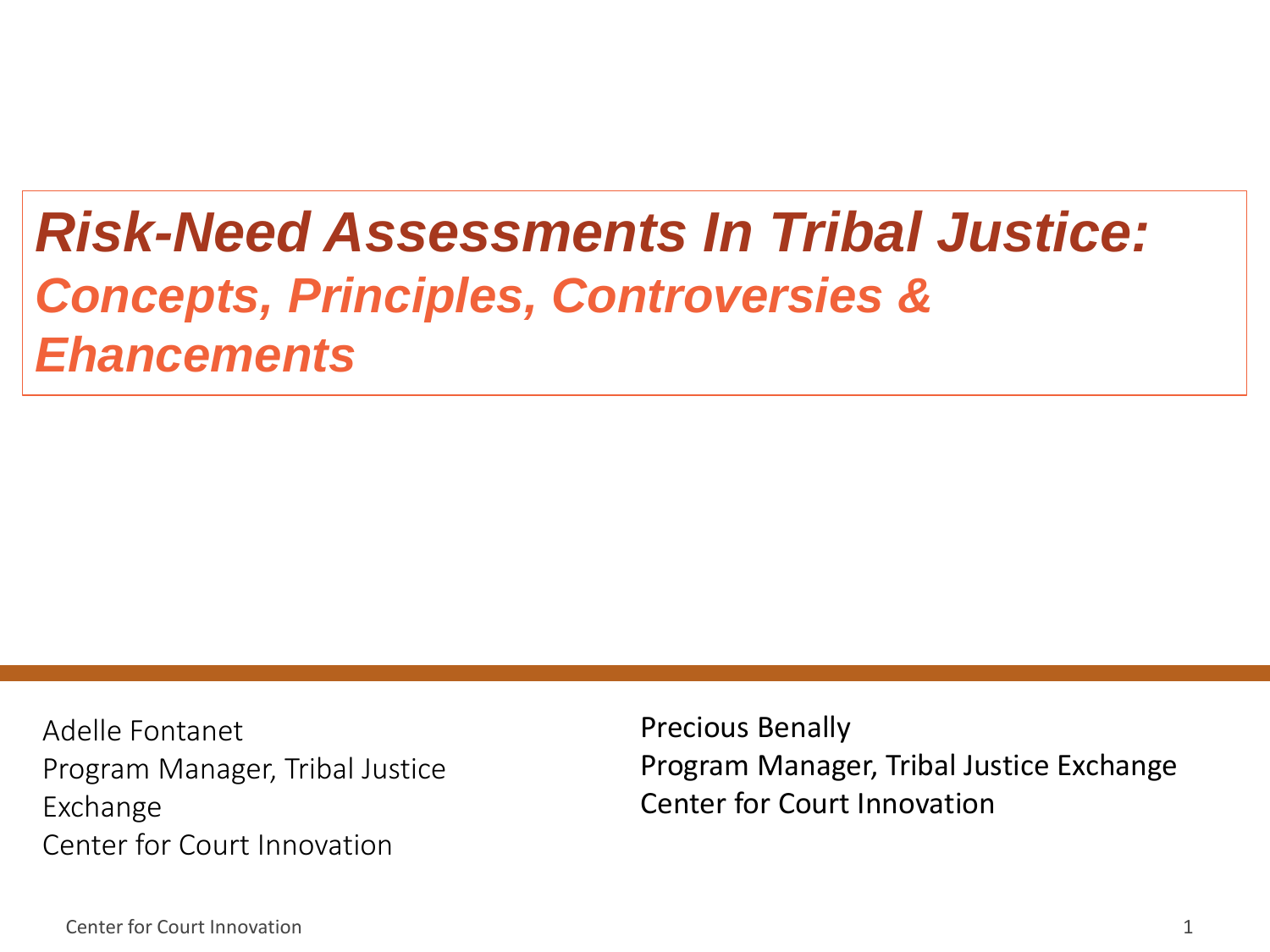# *Risk-Need Assessments In Tribal Justice:*

## *Concepts, Principles, Controversies & Ehancements*

Adelle Fontanet
Program Manager, Tribal Justice Exchange
Center for Court Innovation

Precious Benally
Program Manager, Tribal Justice Exchange
Center for Court Innovation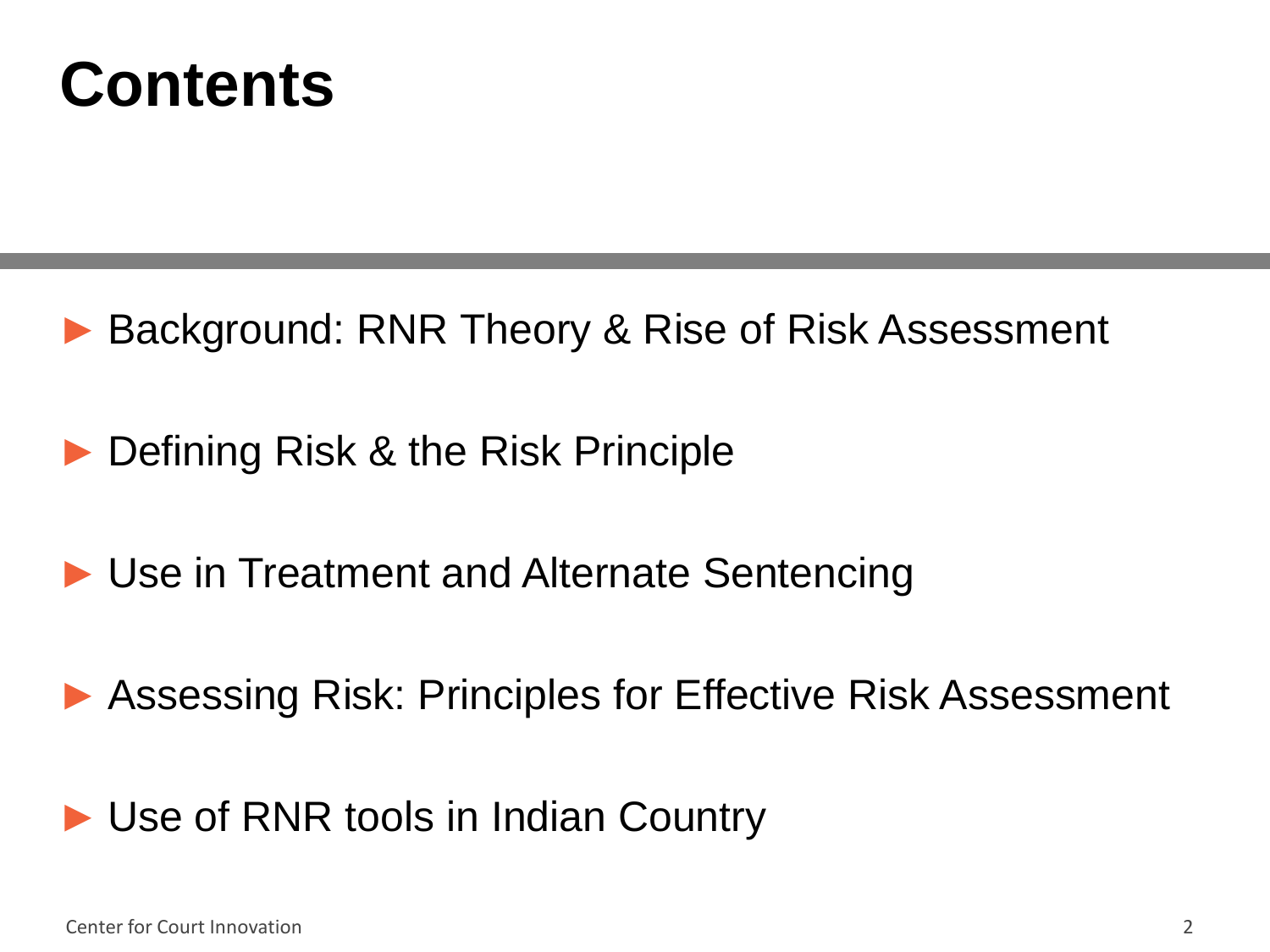# Contents

- Background: RNR Theory & Rise of Risk Assessment
- Defining Risk & the Risk Principle
- Use in Treatment and Alternate Sentencing
- Assessing Risk: Principles for Effective Risk Assessment
- Use of RNR tools in Indian Country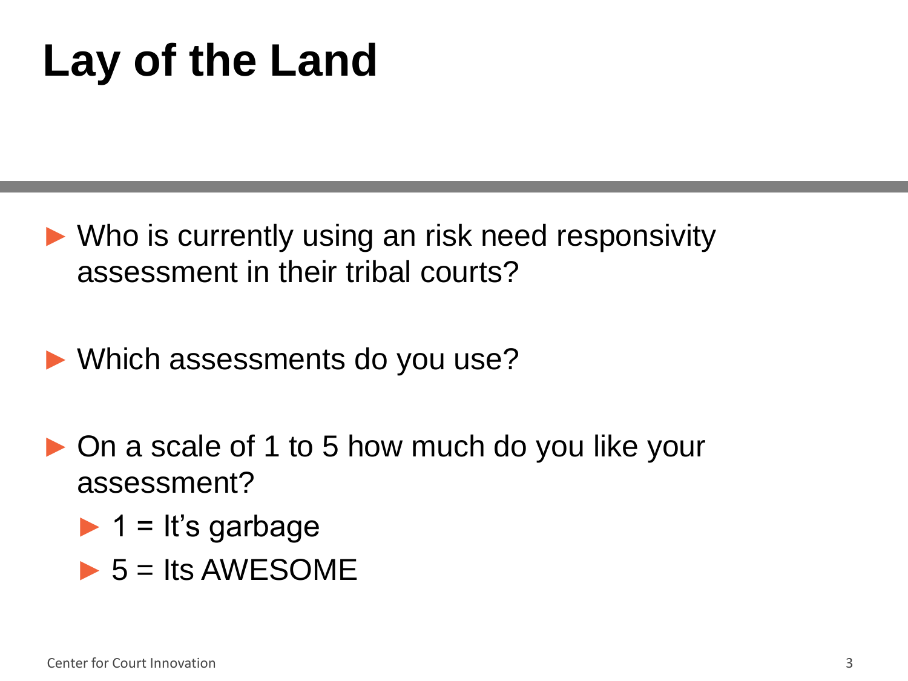# Lay of the Land

- Who is currently using an risk need responsivity assessment in their tribal courts?

- Which assessments do you use?

- On a scale of 1 to 5 how much do you like your assessment?
  - 1 = It's garbage
  - 5 = Its AWESOME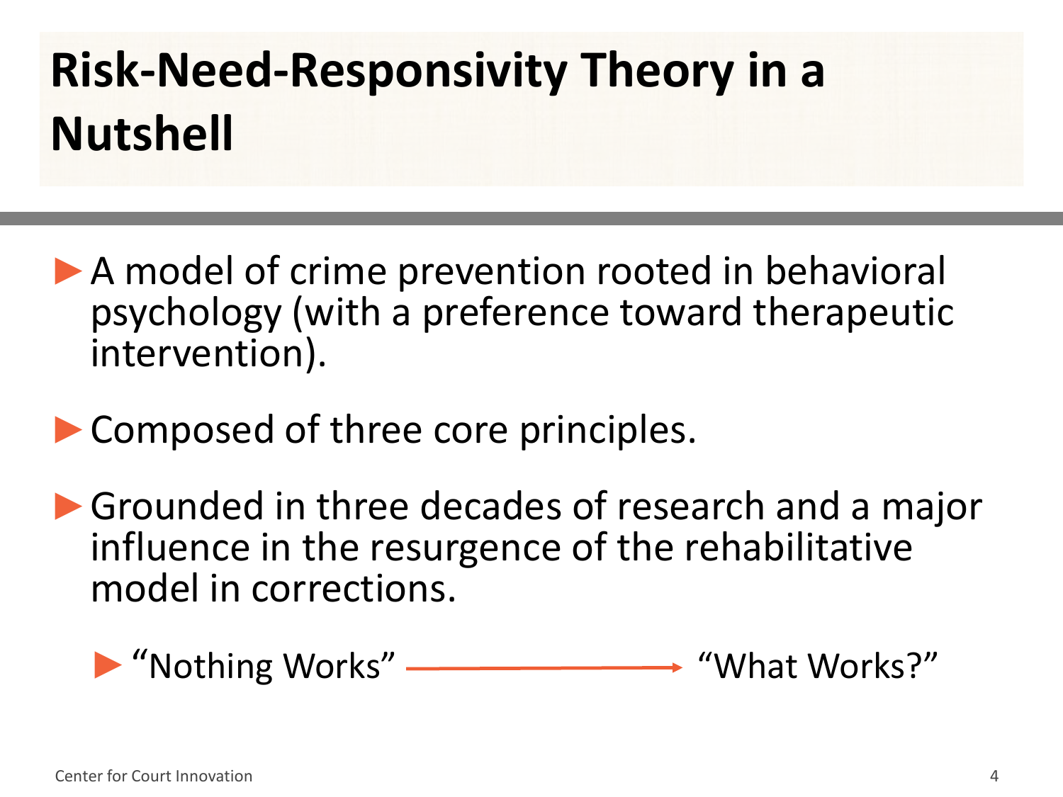# Risk-Need-Responsivity Theory in a Nutshell

- A model of crime prevention rooted in behavioral psychology (with a preference toward therapeutic intervention).
- Composed of three core principles.
- Grounded in three decades of research and a major influence in the resurgence of the rehabilitative model in corrections.
  - "Nothing Works" → "What Works?"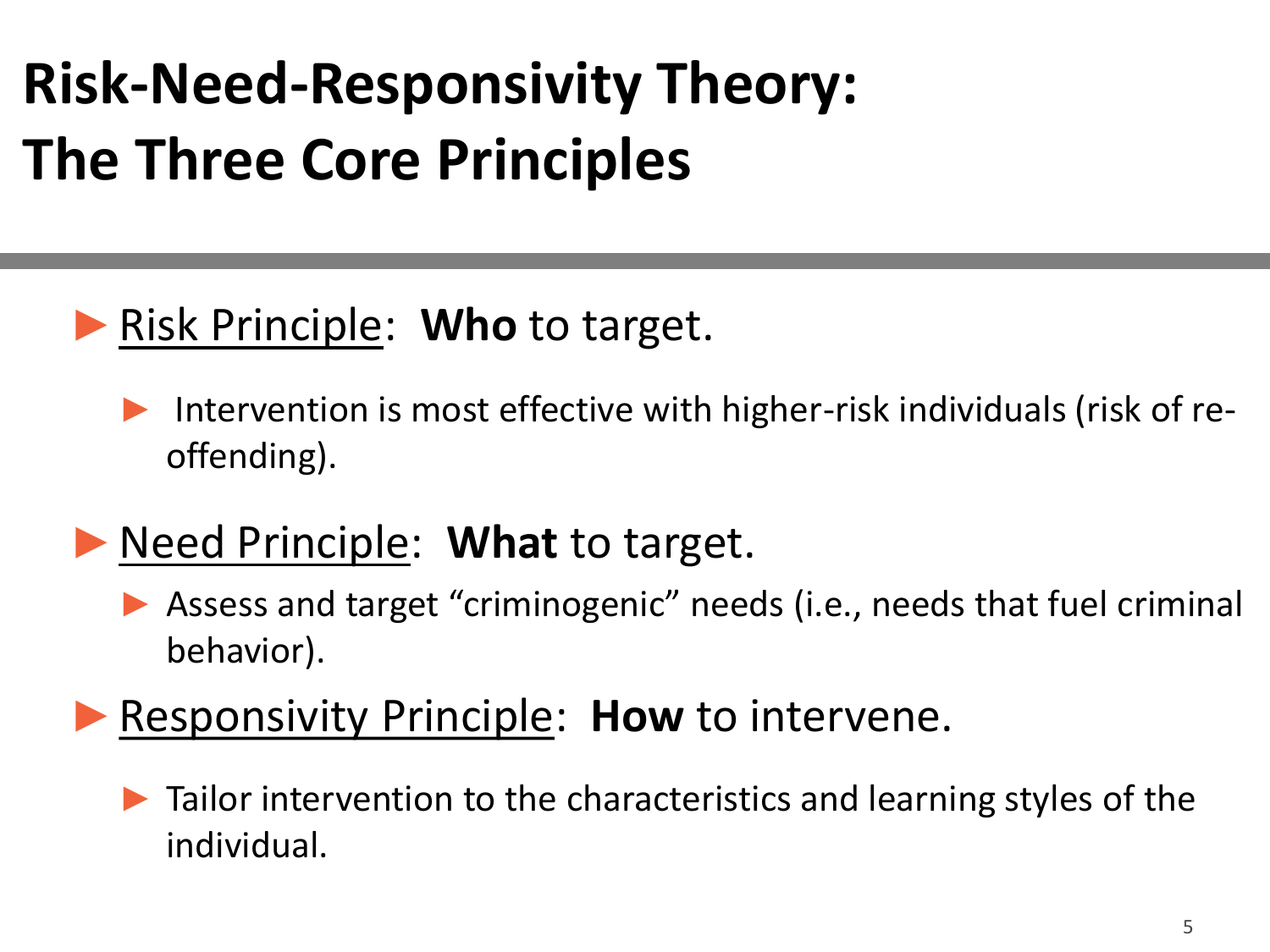# Risk-Need-Responsivity Theory: The Three Core Principles

- Risk Principle: **Who** to target.
  - Intervention is most effective with higher-risk individuals (risk of re-offending).
- Need Principle: **What** to target.
  - Assess and target "criminogenic" needs (i.e., needs that fuel criminal behavior).
- Responsivity Principle: **How** to intervene.
  - Tailor intervention to the characteristics and learning styles of the individual.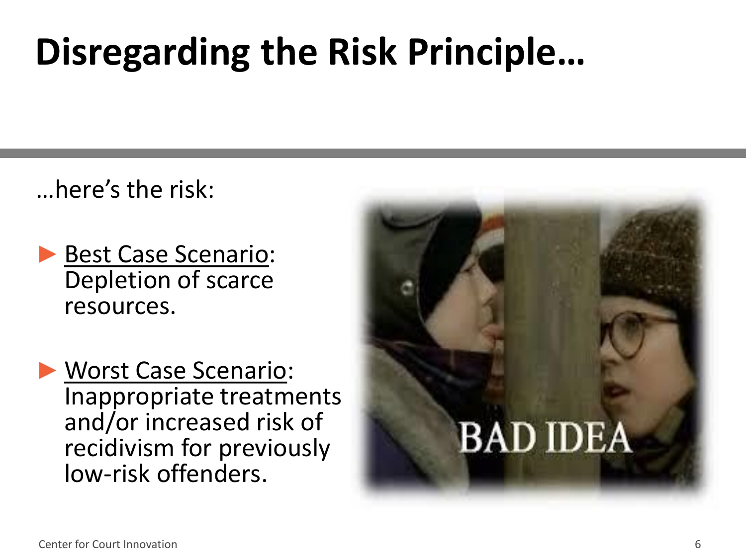# Disregarding the Risk Principle…

…here's the risk:

- Best Case Scenario: Depletion of scarce resources.
- Worst Case Scenario: Inappropriate treatments and/or increased risk of recidivism for previously low-risk offenders.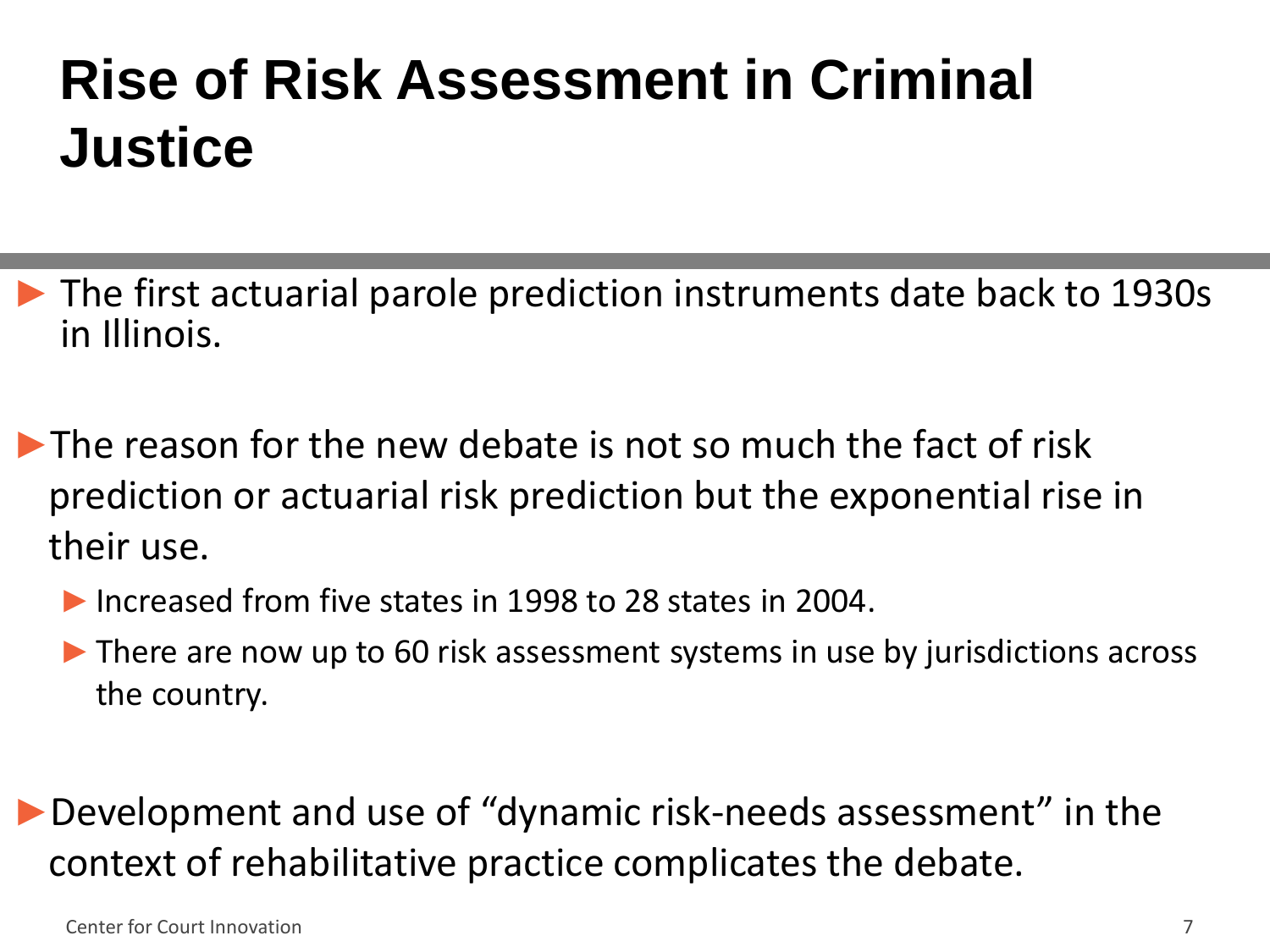# Rise of Risk Assessment in Criminal Justice

- The first actuarial parole prediction instruments date back to 1930s in Illinois.

- The reason for the new debate is not so much the fact of risk prediction or actuarial risk prediction but the exponential rise in their use.
  - Increased from five states in 1998 to 28 states in 2004.
  - There are now up to 60 risk assessment systems in use by jurisdictions across the country.

- Development and use of “dynamic risk-needs assessment” in the context of rehabilitative practice complicates the debate.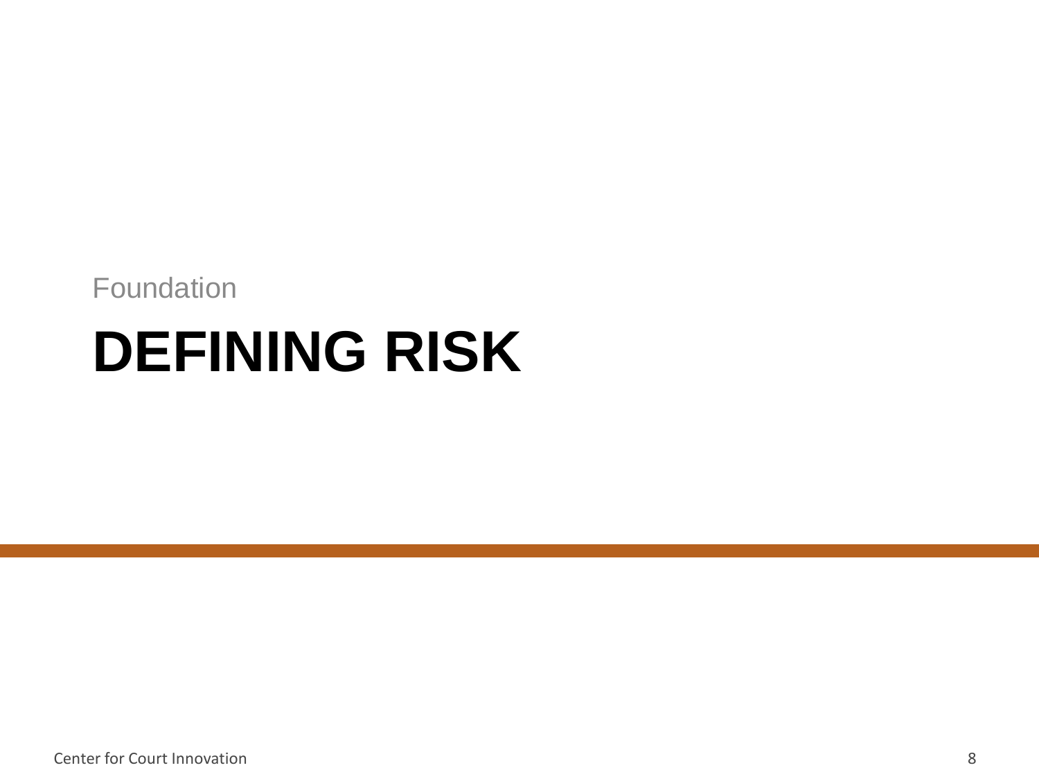Foundation

# DEFINING RISK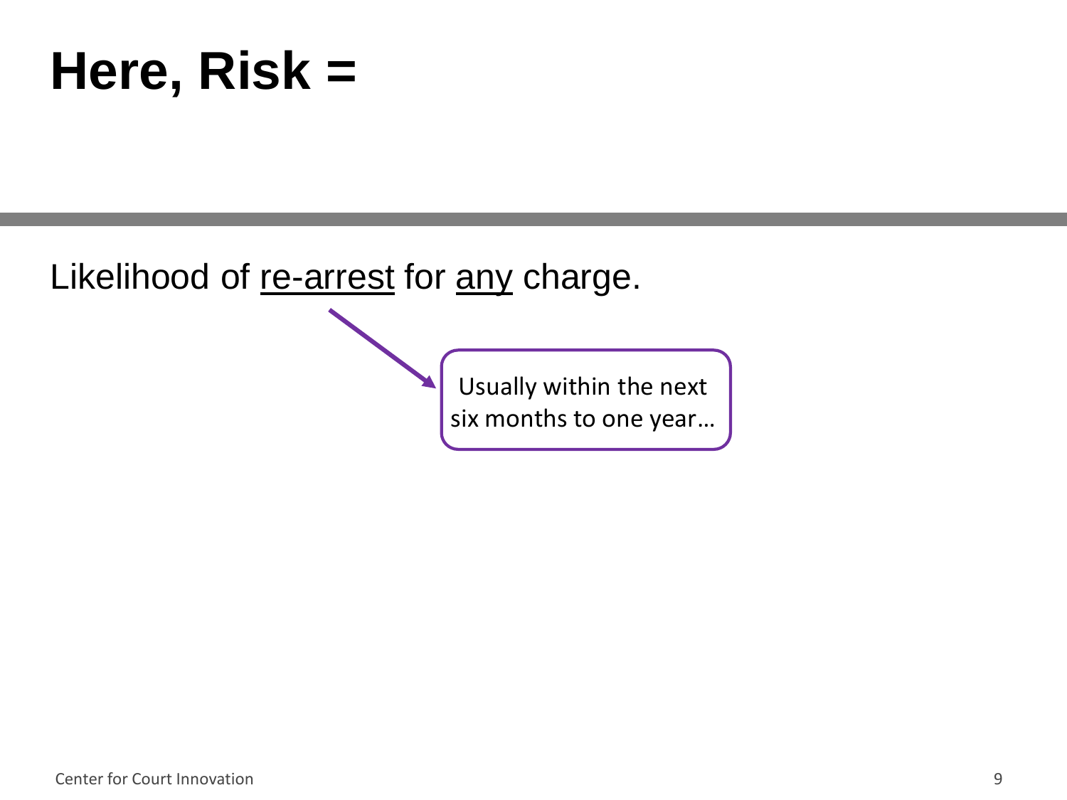# Here, Risk =

Likelihood of <u>re-arrest</u> for <u>any</u> charge.

Usually within the next six months to one year…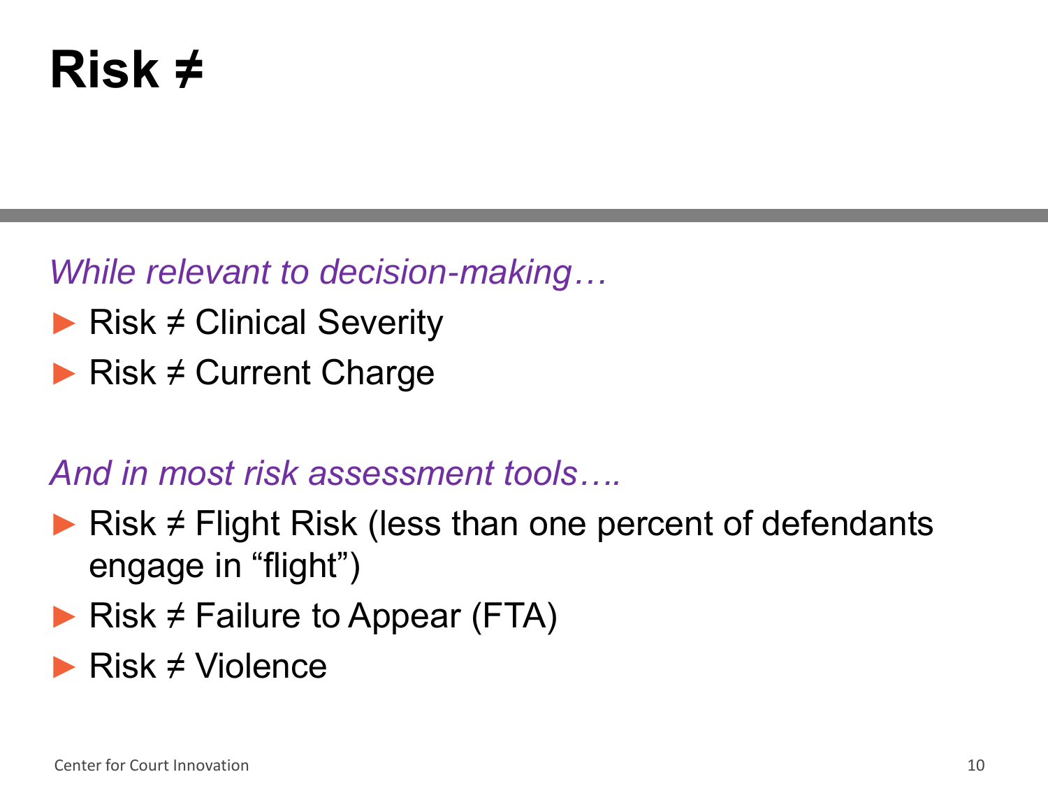# Risk ≠

*While relevant to decision-making…*

- Risk ≠ Clinical Severity
- Risk ≠ Current Charge

*And in most risk assessment tools….*

- Risk ≠ Flight Risk (less than one percent of defendants engage in "flight")
- Risk ≠ Failure to Appear (FTA)
- Risk ≠ Violence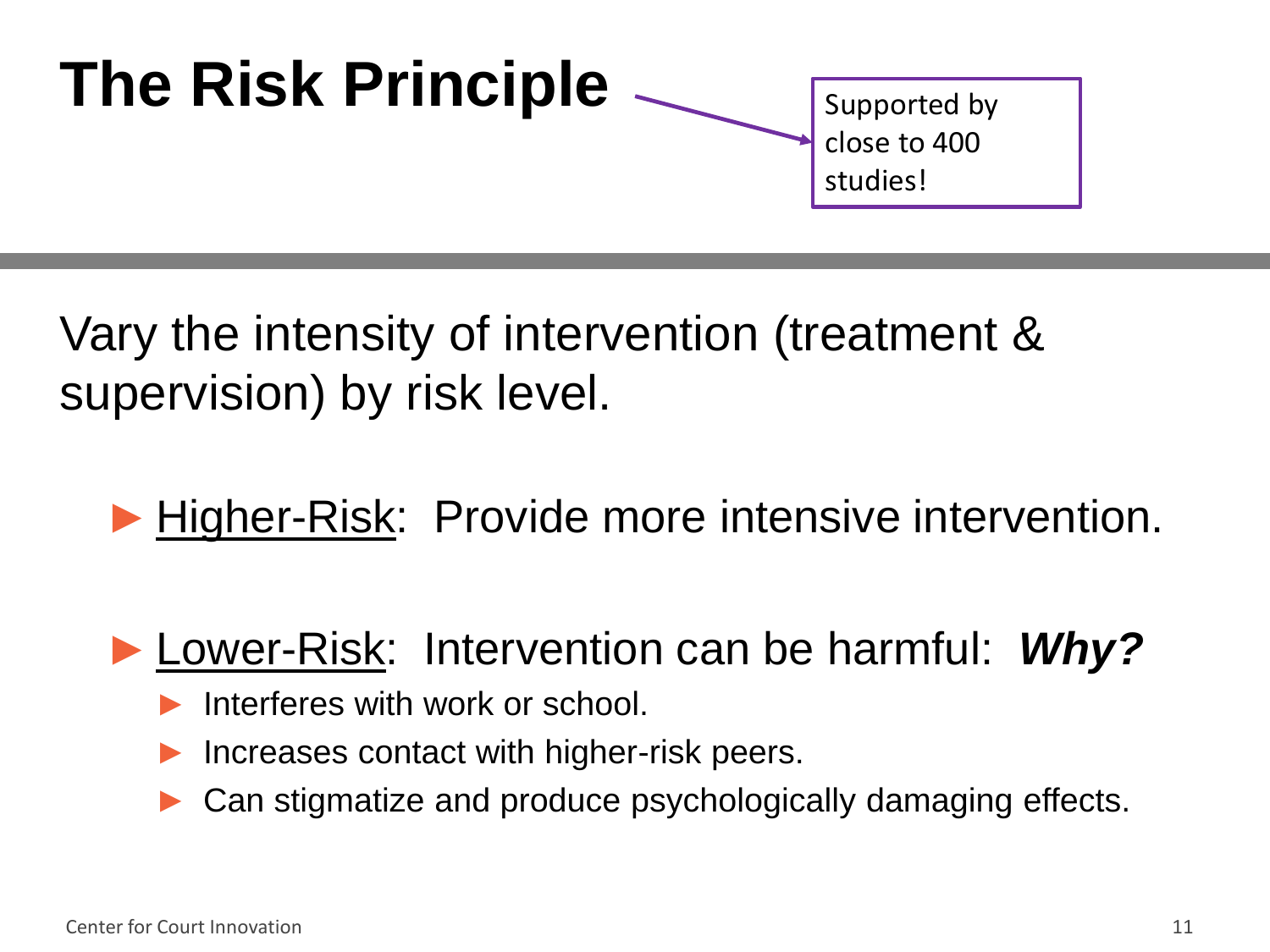# The Risk Principle

Supported by close to 400 studies!

Vary the intensity of intervention (treatment & supervision) by risk level.

- Higher-Risk: Provide more intensive intervention.

- Lower-Risk: Intervention can be harmful: ***Why?***
  - Interferes with work or school.
  - Increases contact with higher-risk peers.
  - Can stigmatize and produce psychologically damaging effects.

Center for Court Innovation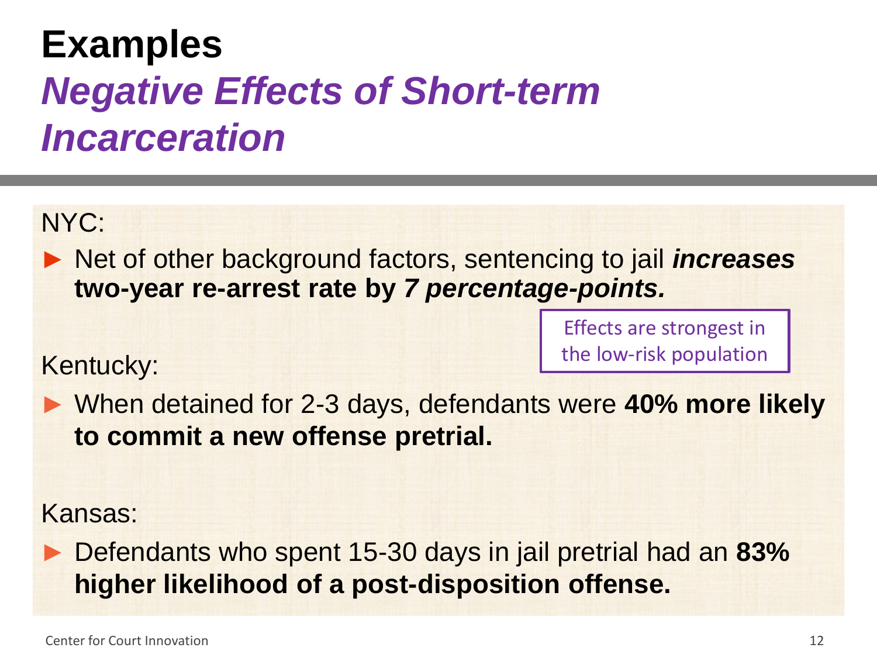# Examples

## *Negative Effects of Short-term Incarceration*

NYC:

- Net of other background factors, sentencing to jail ***increases*** **two-year re-arrest rate by *7 percentage-points.***

Effects are strongest in the low-risk population

Kentucky:

- When detained for 2-3 days, defendants were **40% more likely to commit a new offense pretrial.**

Kansas:

- Defendants who spent 15-30 days in jail pretrial had an **83% higher likelihood of a post-disposition offense.**

Center for Court Innovation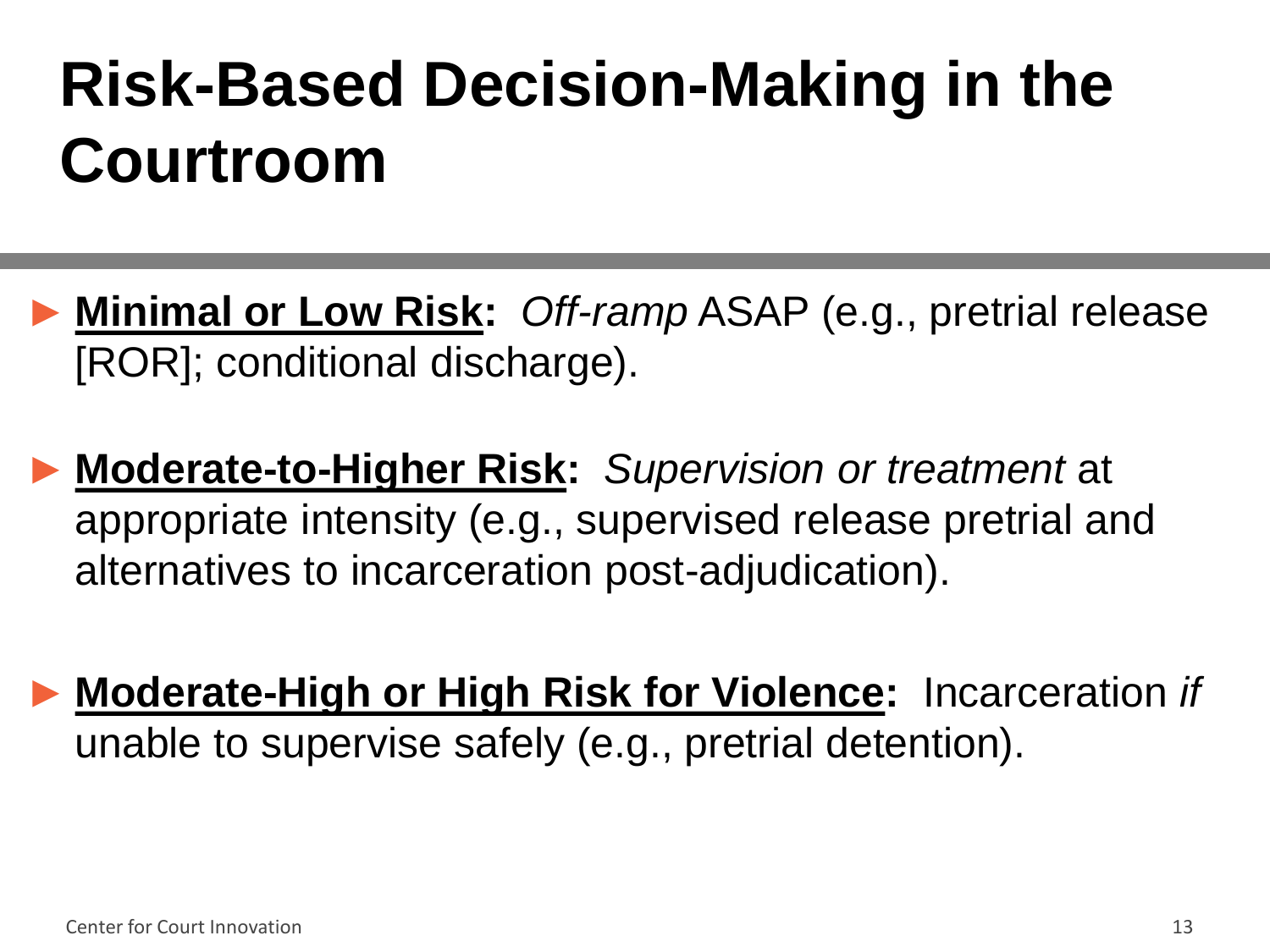# Risk-Based Decision-Making in the Courtroom

- **Minimal or Low Risk:** *Off-ramp* ASAP (e.g., pretrial release [ROR]; conditional discharge).

- **Moderate-to-Higher Risk:** *Supervision or treatment* at appropriate intensity (e.g., supervised release pretrial and alternatives to incarceration post-adjudication).

- **Moderate-High or High Risk for Violence:** Incarceration *if* unable to supervise safely (e.g., pretrial detention).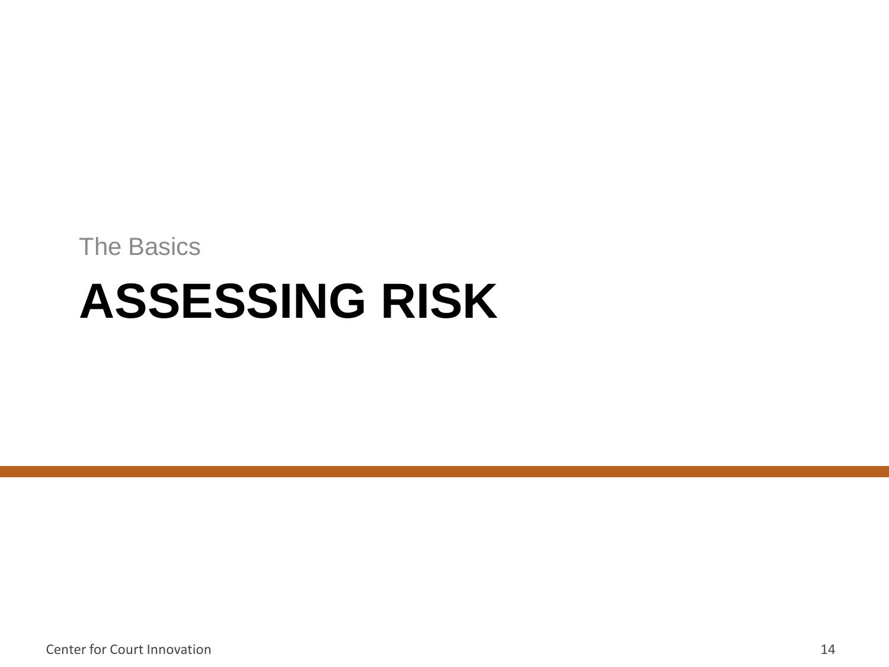The Basics

# ASSESSING RISK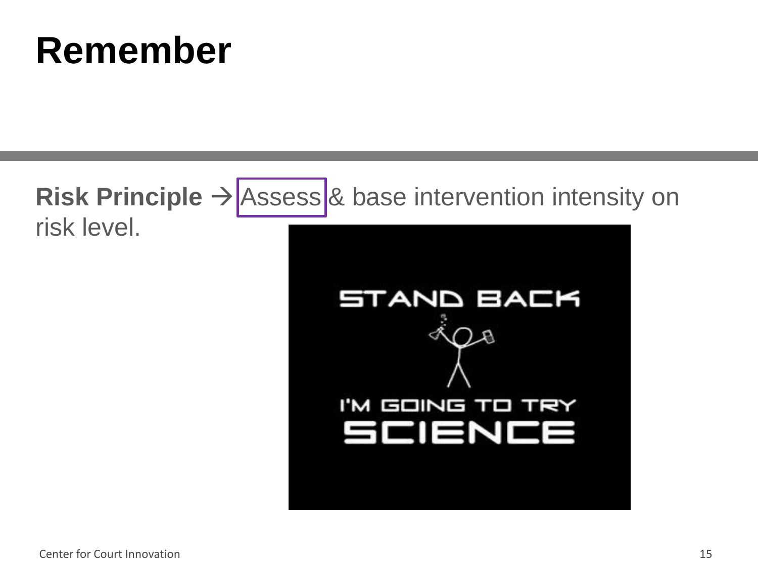# Remember

**Risk Principle** → Assess & base intervention intensity on risk level.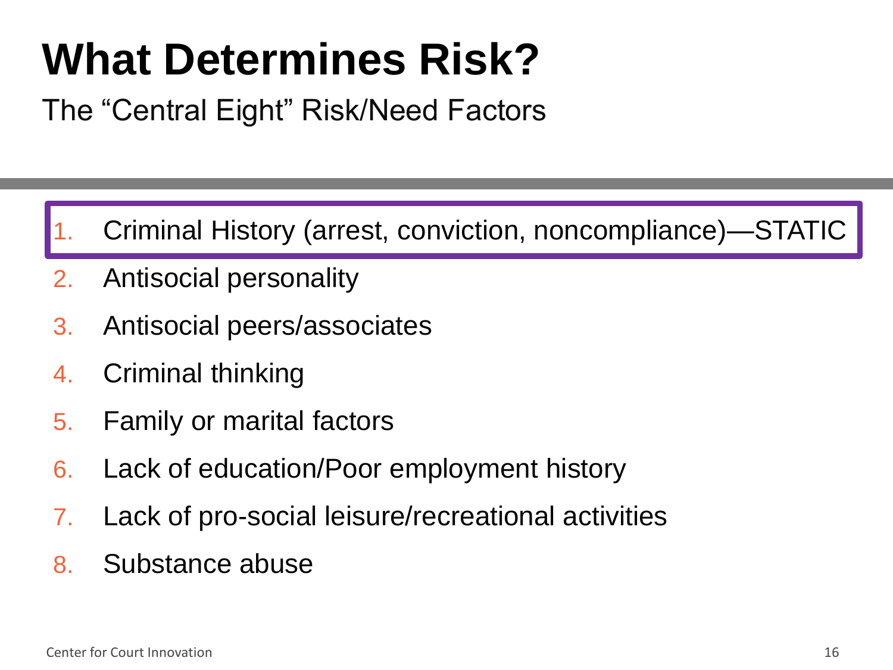# What Determines Risk?

The "Central Eight" Risk/Need Factors

1. Criminal History (arrest, conviction, noncompliance)—STATIC
2. Antisocial personality
3. Antisocial peers/associates
4. Criminal thinking
5. Family or marital factors
6. Lack of education/Poor employment history
7. Lack of pro-social leisure/recreational activities
8. Substance abuse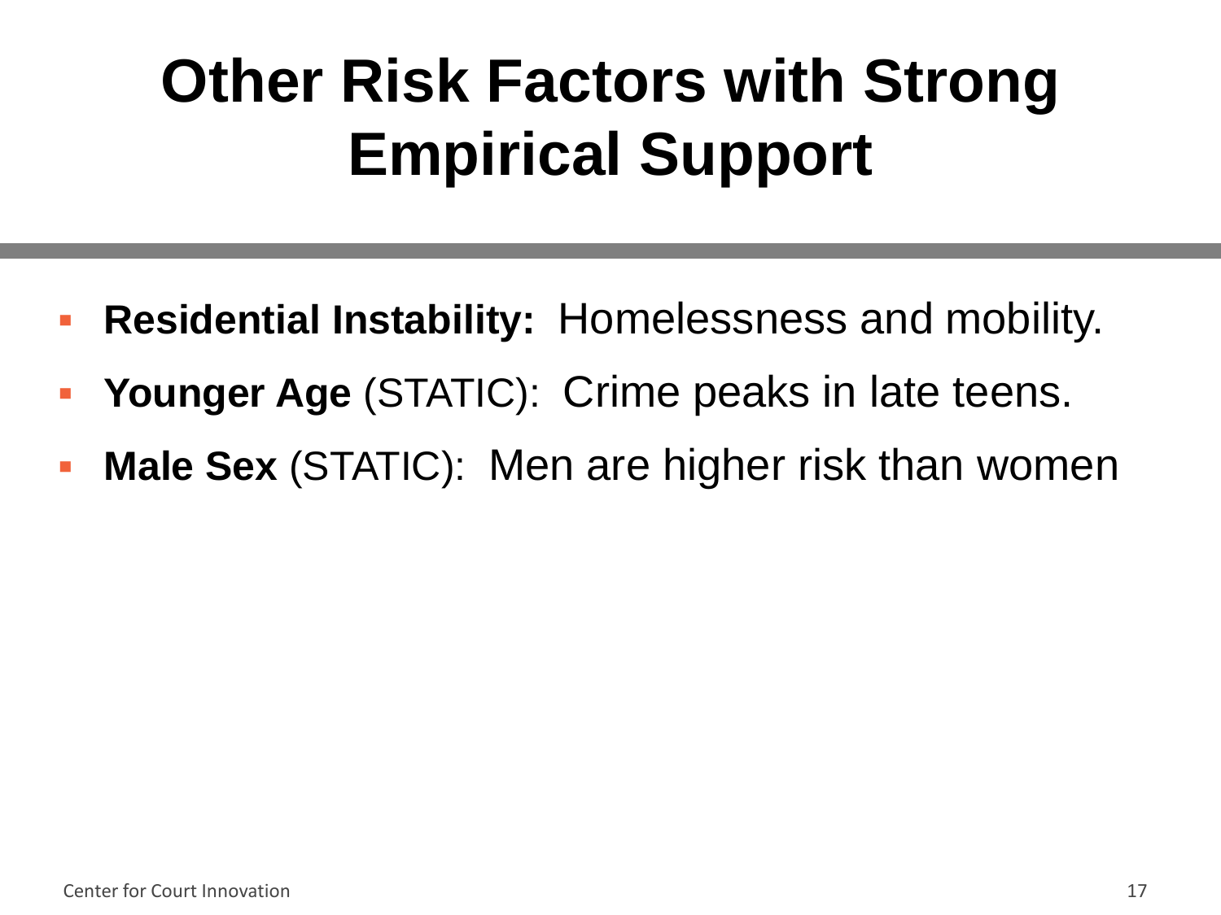# Other Risk Factors with Strong Empirical Support

- **Residential Instability:** Homelessness and mobility.
- **Younger Age** (STATIC): Crime peaks in late teens.
- **Male Sex** (STATIC): Men are higher risk than women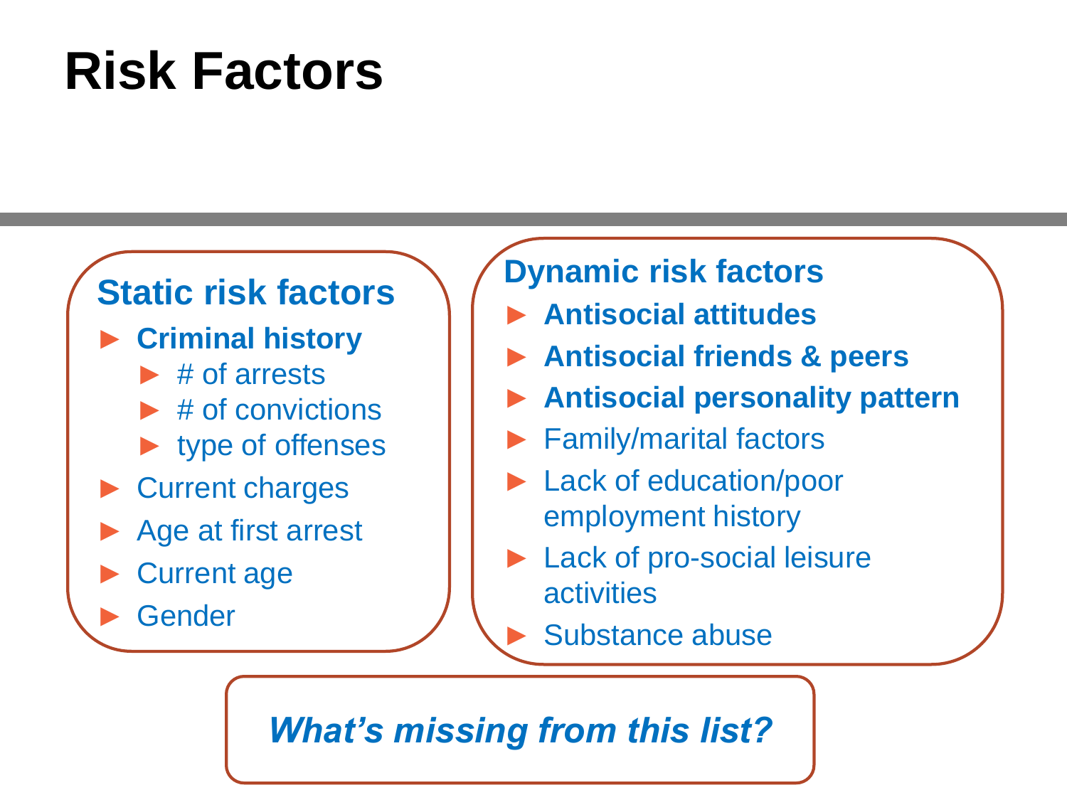# Risk Factors

## Static risk factors

- **Criminal history**
  - # of arrests
  - # of convictions
  - type of offenses
- Current charges
- Age at first arrest
- Current age
- Gender

## Dynamic risk factors

- **Antisocial attitudes**
- **Antisocial friends & peers**
- **Antisocial personality pattern**
- Family/marital factors
- Lack of education/poor employment history
- Lack of pro-social leisure activities
- Substance abuse

***What's missing from this list?***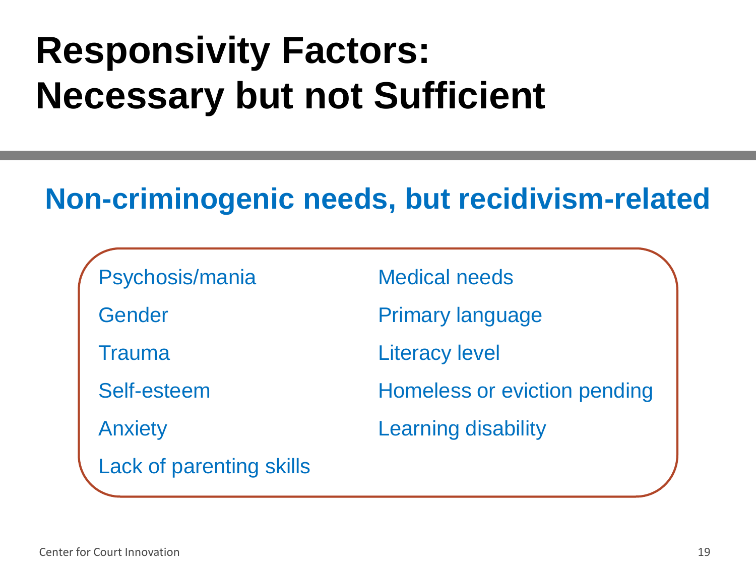# Responsivity Factors: Necessary but not Sufficient

## Non-criminogenic needs, but recidivism-related

- Psychosis/mania
- Gender
- Trauma
- Self-esteem
- Anxiety
- Lack of parenting skills
- Medical needs
- Primary language
- Literacy level
- Homeless or eviction pending
- Learning disability

Center for Court Innovation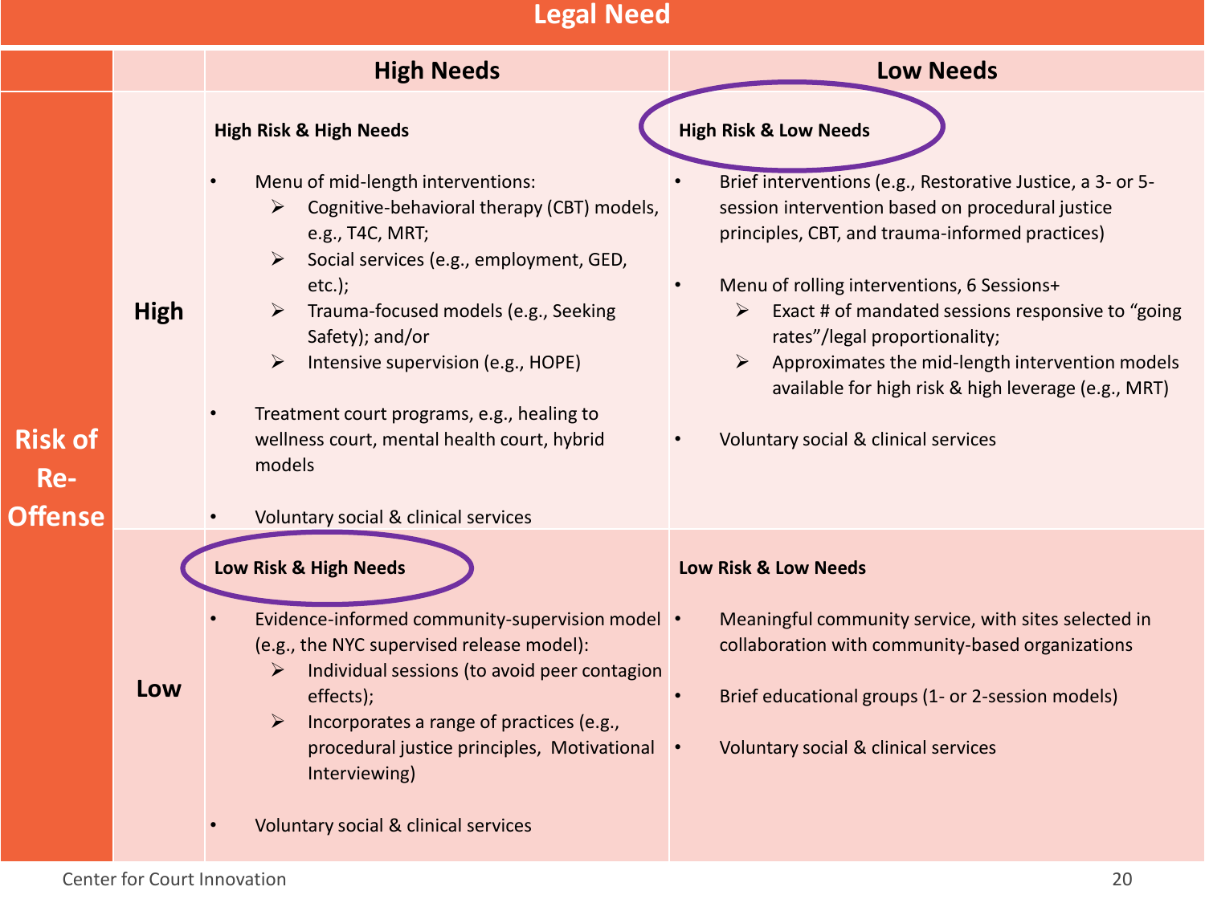# Legal Need

| Risk of Re-Offense | | High Needs | Low Needs |
|---|---|---|---|
| | **High** | **High Risk & High Needs**<br><br>• Menu of mid-length interventions:<br>➢ Cognitive-behavioral therapy (CBT) models, e.g., T4C, MRT;<br>➢ Social services (e.g., employment, GED, etc.);<br>➢ Trauma-focused models (e.g., Seeking Safety); and/or<br>➢ Intensive supervision (e.g., HOPE)<br><br>• Treatment court programs, e.g., healing to wellness court, mental health court, hybrid models<br><br>• Voluntary social & clinical services | **High Risk & Low Needs**<br><br>• Brief interventions (e.g., Restorative Justice, a 3- or 5-session intervention based on procedural justice principles, CBT, and trauma-informed practices)<br><br>• Menu of rolling interventions, 6 Sessions+<br>➢ Exact # of mandated sessions responsive to "going rates"/legal proportionality;<br>➢ Approximates the mid-length intervention models available for high risk & high leverage (e.g., MRT)<br><br>• Voluntary social & clinical services |
| | **Low** | **Low Risk & High Needs**<br><br>• Evidence-informed community-supervision model (e.g., the NYC supervised release model):<br>➢ Individual sessions (to avoid peer contagion effects);<br>➢ Incorporates a range of practices (e.g., procedural justice principles, Motivational Interviewing)<br><br>• Voluntary social & clinical services | **Low Risk & Low Needs**<br><br>• Meaningful community service, with sites selected in collaboration with community-based organizations<br><br>• Brief educational groups (1- or 2-session models)<br><br>• Voluntary social & clinical services |

Center for Court Innovation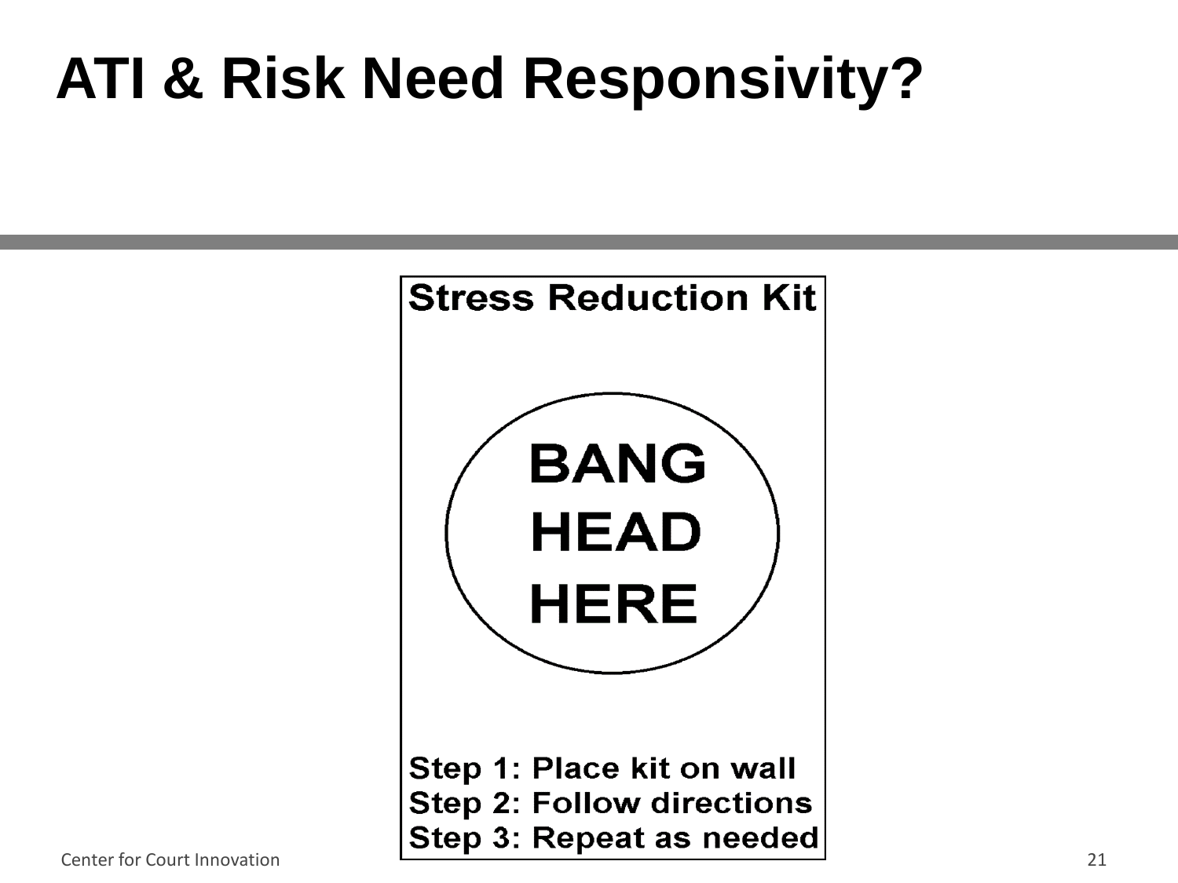# ATI & Risk Need Responsivity?

**Stress Reduction Kit**

**BANG HEAD HERE**

**Step 1: Place kit on wall**
**Step 2: Follow directions**
**Step 3: Repeat as needed**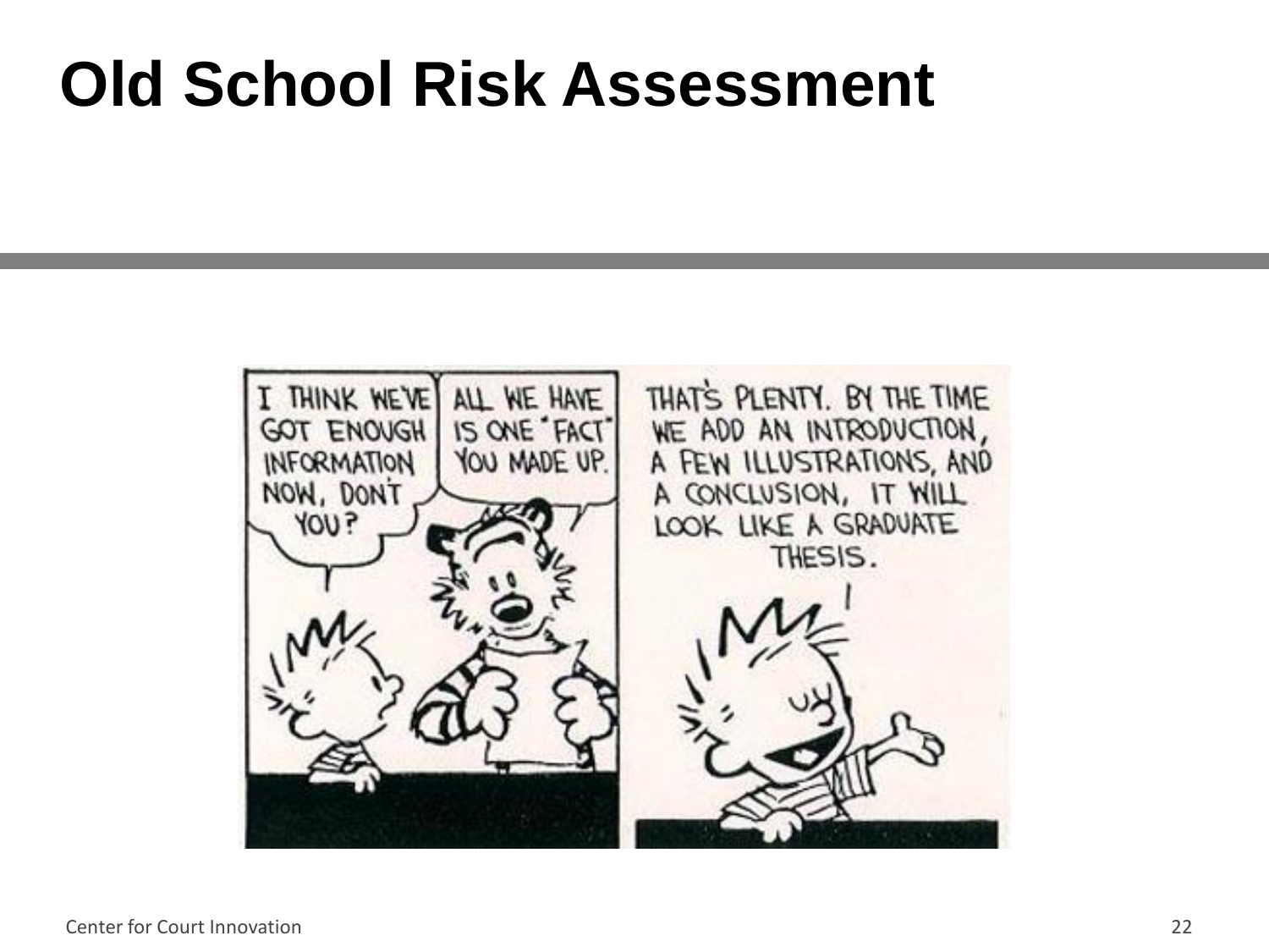# Old School Risk Assessment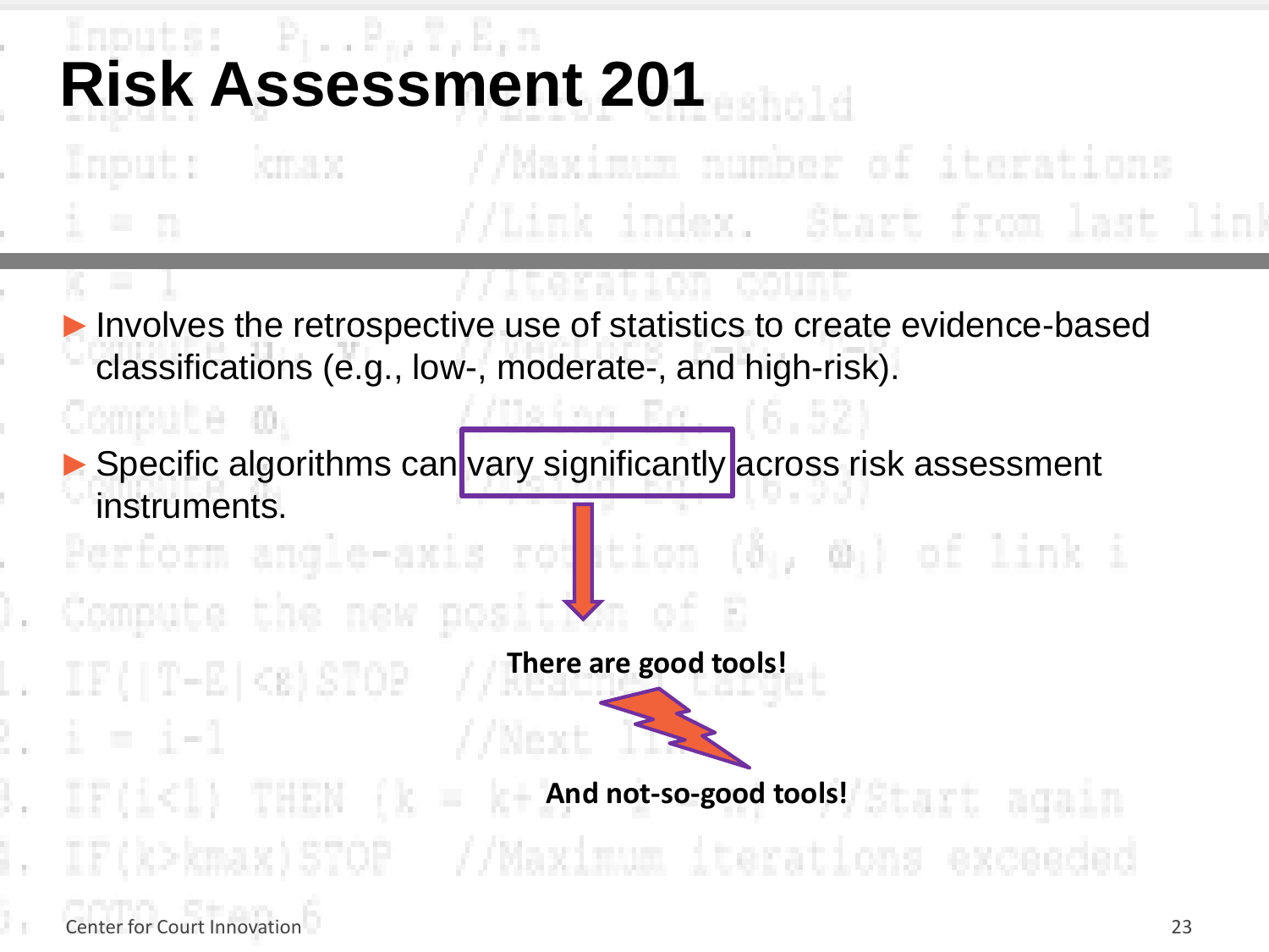# Risk Assessment 201

- Involves the retrospective use of statistics to create evidence-based classifications (e.g., low-, moderate-, and high-risk).
- Specific algorithms can vary significantly across risk assessment instruments.

**There are good tools!**

**And not-so-good tools!**

Center for Court Innovation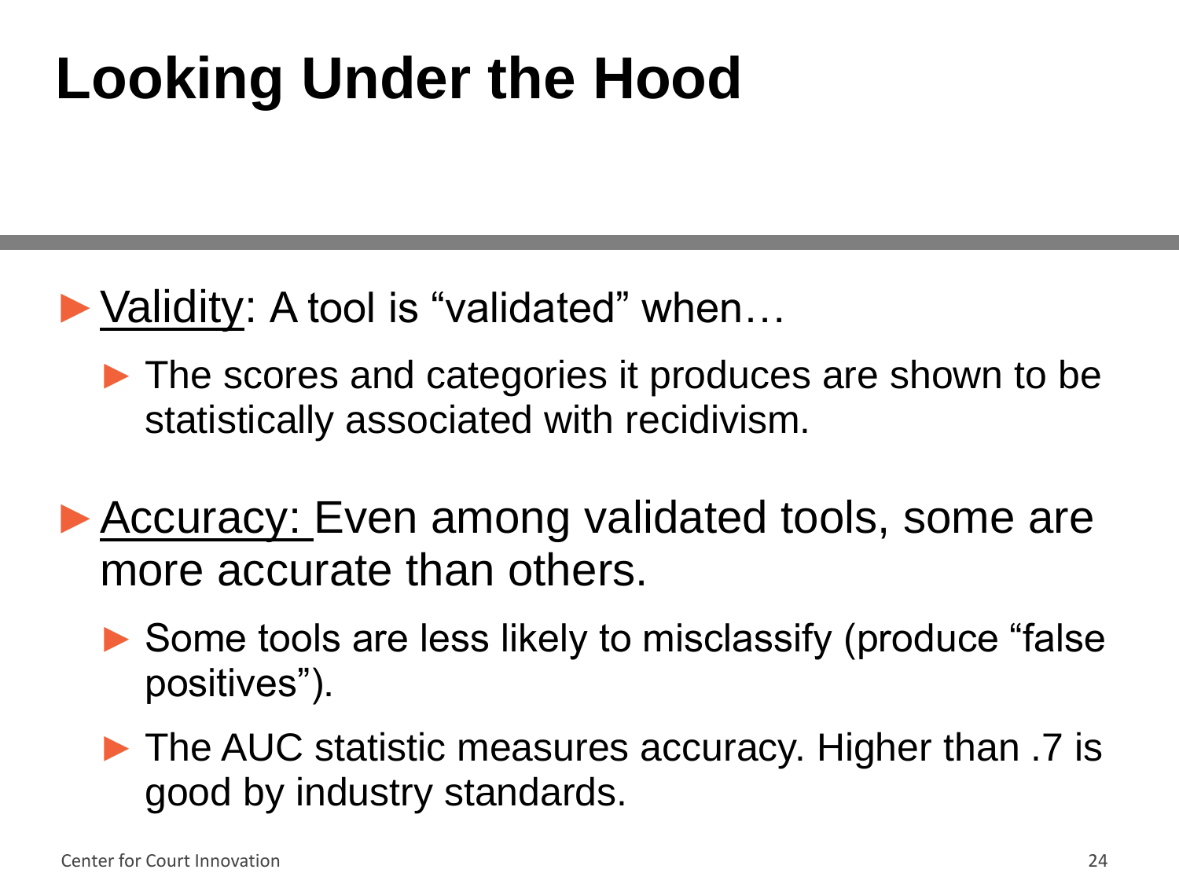# Looking Under the Hood

- Validity: A tool is "validated" when…
  - The scores and categories it produces are shown to be statistically associated with recidivism.
- Accuracy: Even among validated tools, some are more accurate than others.
  - Some tools are less likely to misclassify (produce "false positives").
  - The AUC statistic measures accuracy. Higher than .7 is good by industry standards.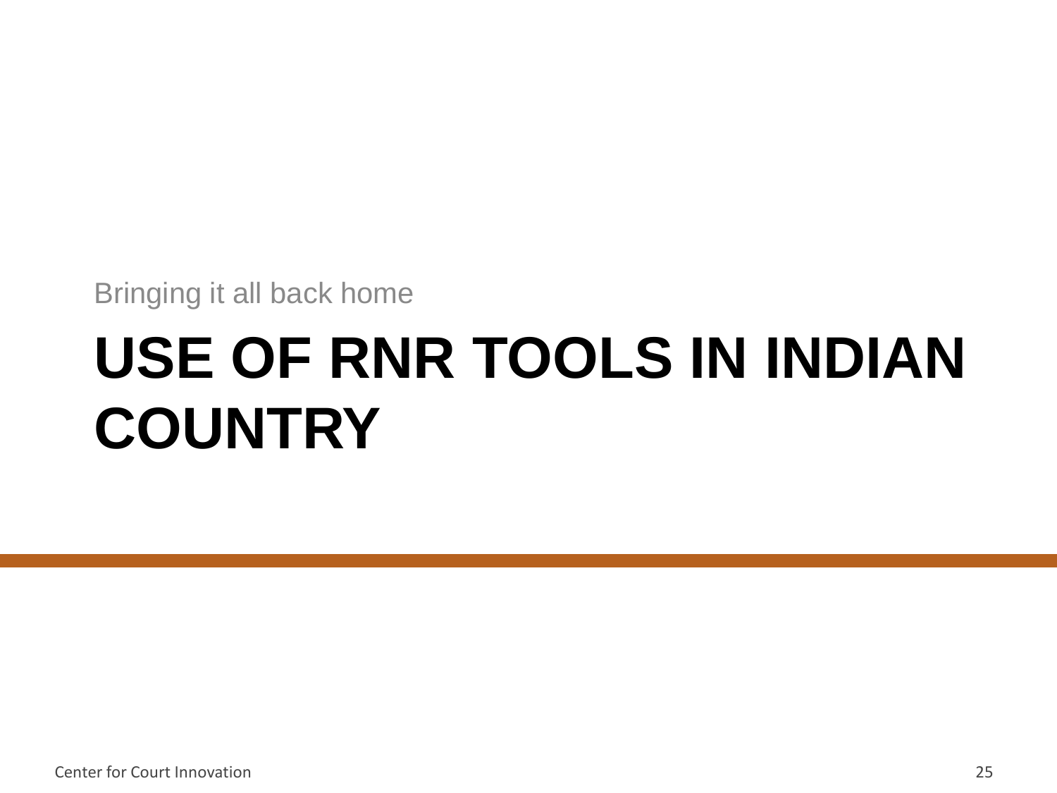Bringing it all back home

# USE OF RNR TOOLS IN INDIAN COUNTRY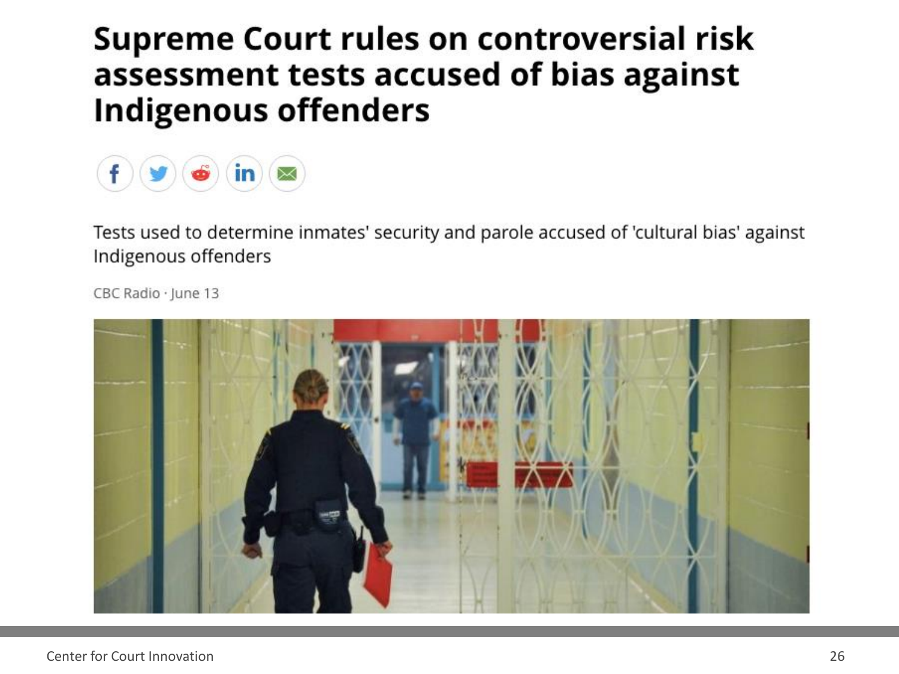# Supreme Court rules on controversial risk assessment tests accused of bias against Indigenous offenders

Tests used to determine inmates' security and parole accused of 'cultural bias' against Indigenous offenders

CBC Radio · June 13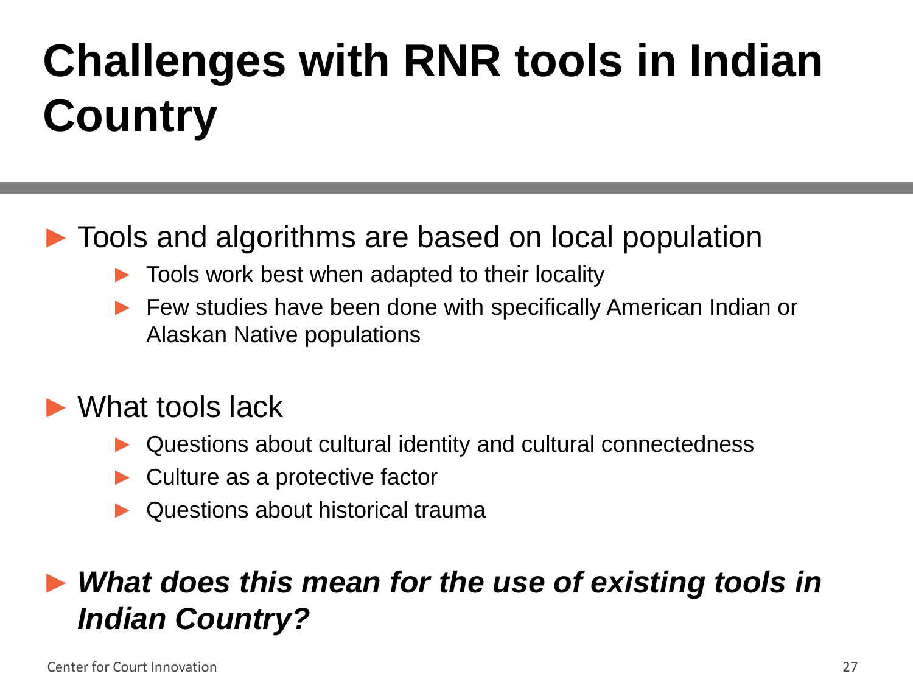# Challenges with RNR tools in Indian Country

- Tools and algorithms are based on local population
  - Tools work best when adapted to their locality
  - Few studies have been done with specifically American Indian or Alaskan Native populations

- What tools lack
  - Questions about cultural identity and cultural connectedness
  - Culture as a protective factor
  - Questions about historical trauma

- ***What does this mean for the use of existing tools in Indian Country?***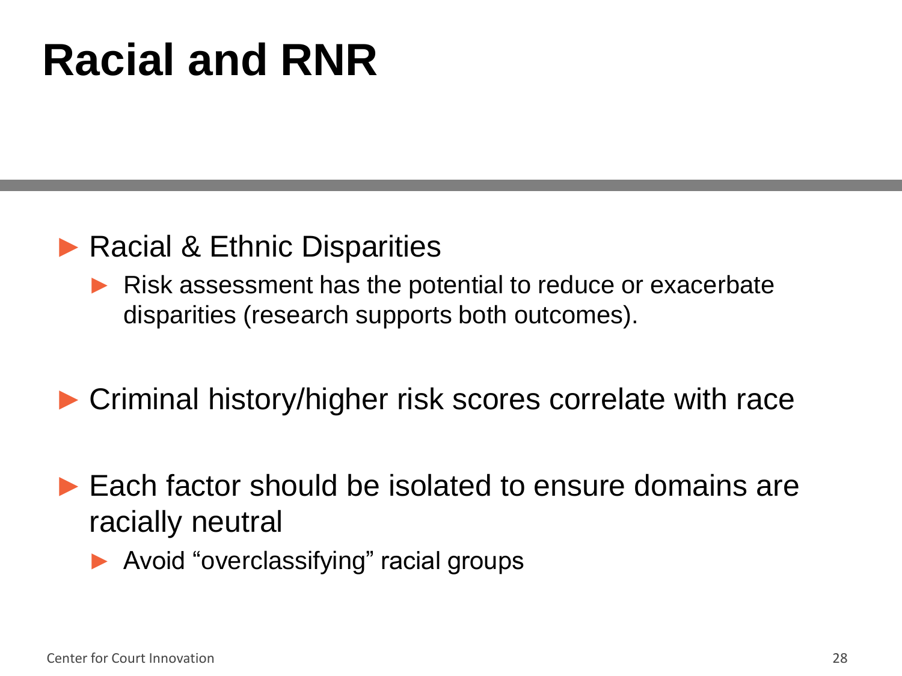# Racial and RNR

- Racial & Ethnic Disparities
  - Risk assessment has the potential to reduce or exacerbate disparities (research supports both outcomes).
- Criminal history/higher risk scores correlate with race
- Each factor should be isolated to ensure domains are racially neutral
  - Avoid "overclassifying" racial groups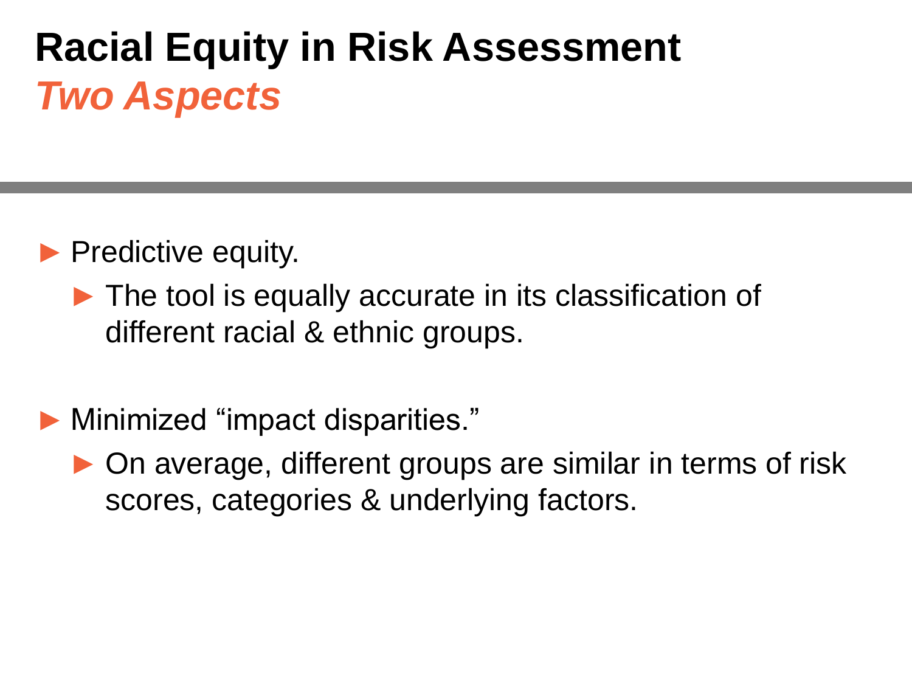# Racial Equity in Risk Assessment

## *Two Aspects*

- Predictive equity.
  - The tool is equally accurate in its classification of different racial & ethnic groups.
- Minimized "impact disparities."
  - On average, different groups are similar in terms of risk scores, categories & underlying factors.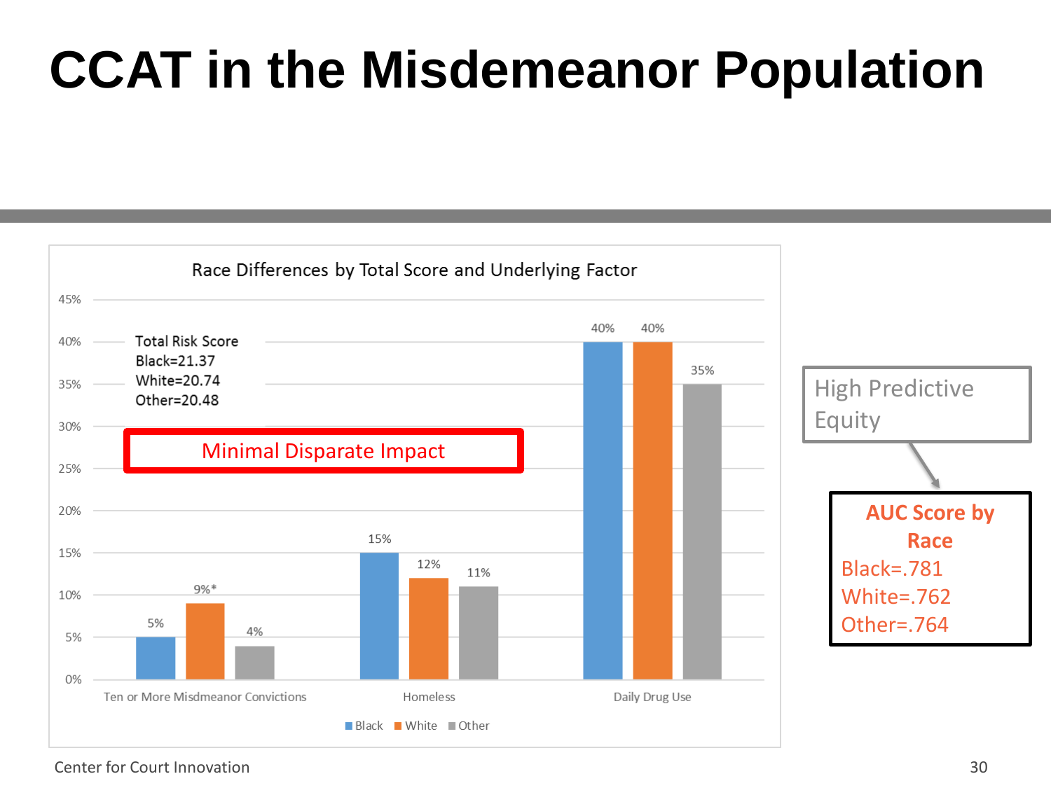# CCAT in the Misdemeanor Population

**Race Differences by Total Score and Underlying Factor**

Total Risk Score
Black=21.37
White=20.74
Other=20.48

Minimal Disparate Impact

| | Black | White | Other |
|---|---|---|---|
| Ten or More Misdmeanor Convictions | 5% | 9%* | 4% |
| Homeless | 15% | 12% | 11% |
| Daily Drug Use | 40% | 40% | 35% |

High Predictive Equity

**AUC Score by Race**
Black=.781
White=.762
Other=.764

Center for Court Innovation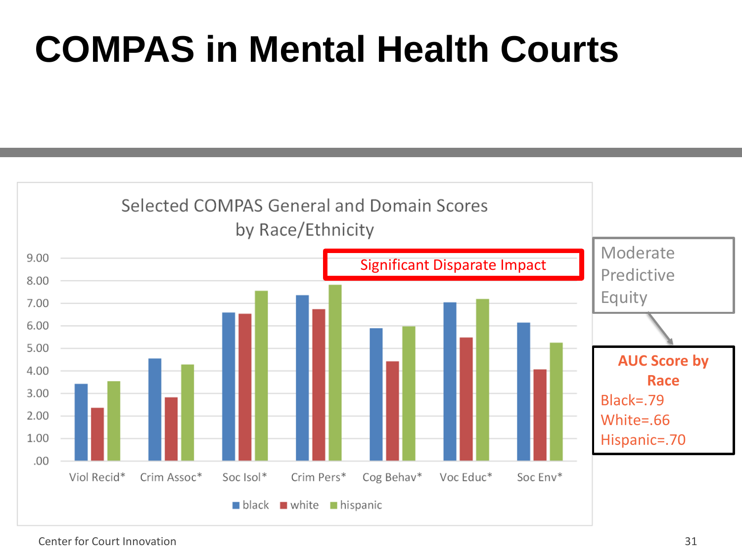# COMPAS in Mental Health Courts

Selected COMPAS General and Domain Scores by Race/Ethnicity

Significant Disparate Impact

Viol Recid* | Crim Assoc* | Soc Isol* | Crim Pers* | Cog Behav* | Voc Educ* | Soc Env*

black | white | hispanic

Moderate Predictive Equity

**AUC Score by Race**

Black=.79
White=.66
Hispanic=.70

Center for Court Innovation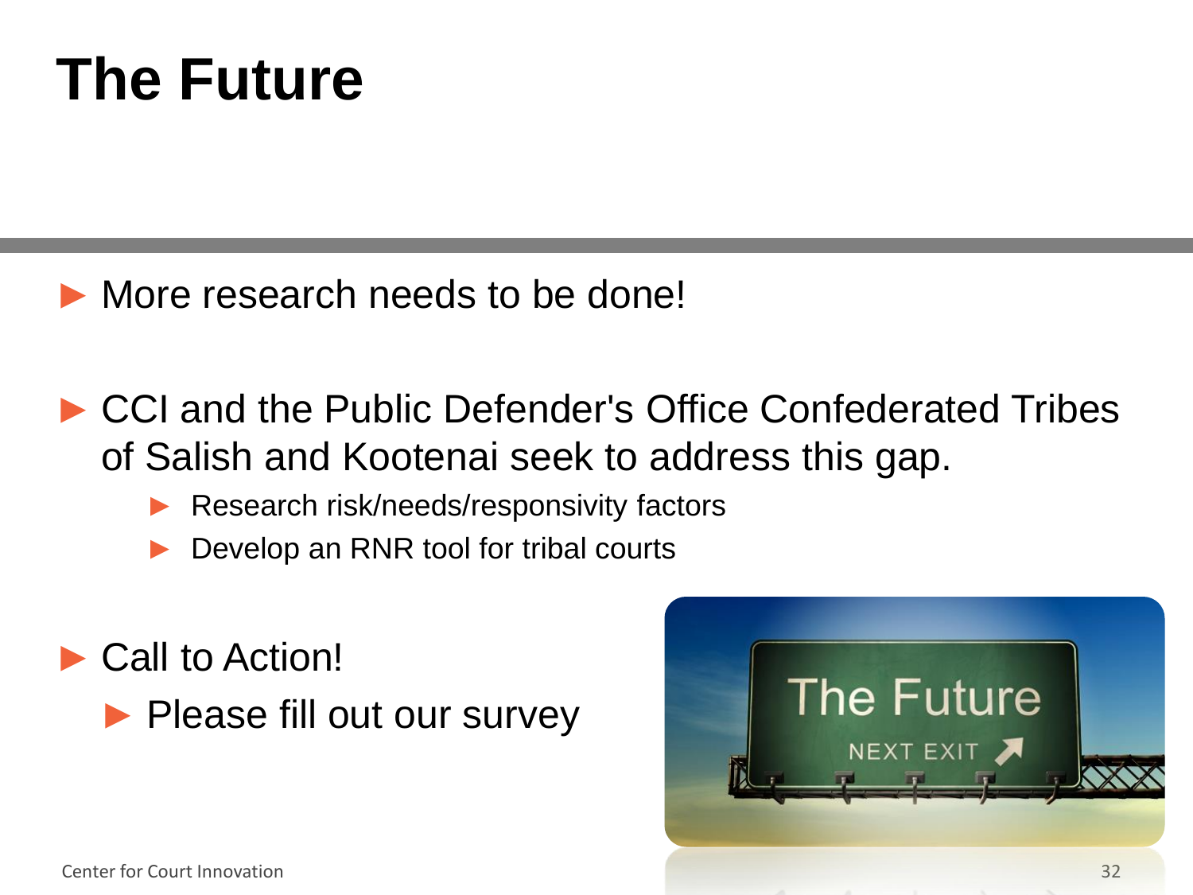# The Future

- More research needs to be done!

- CCI and the Public Defender's Office Confederated Tribes of Salish and Kootenai seek to address this gap.
  - Research risk/needs/responsivity factors
  - Develop an RNR tool for tribal courts

- Call to Action!
  - Please fill out our survey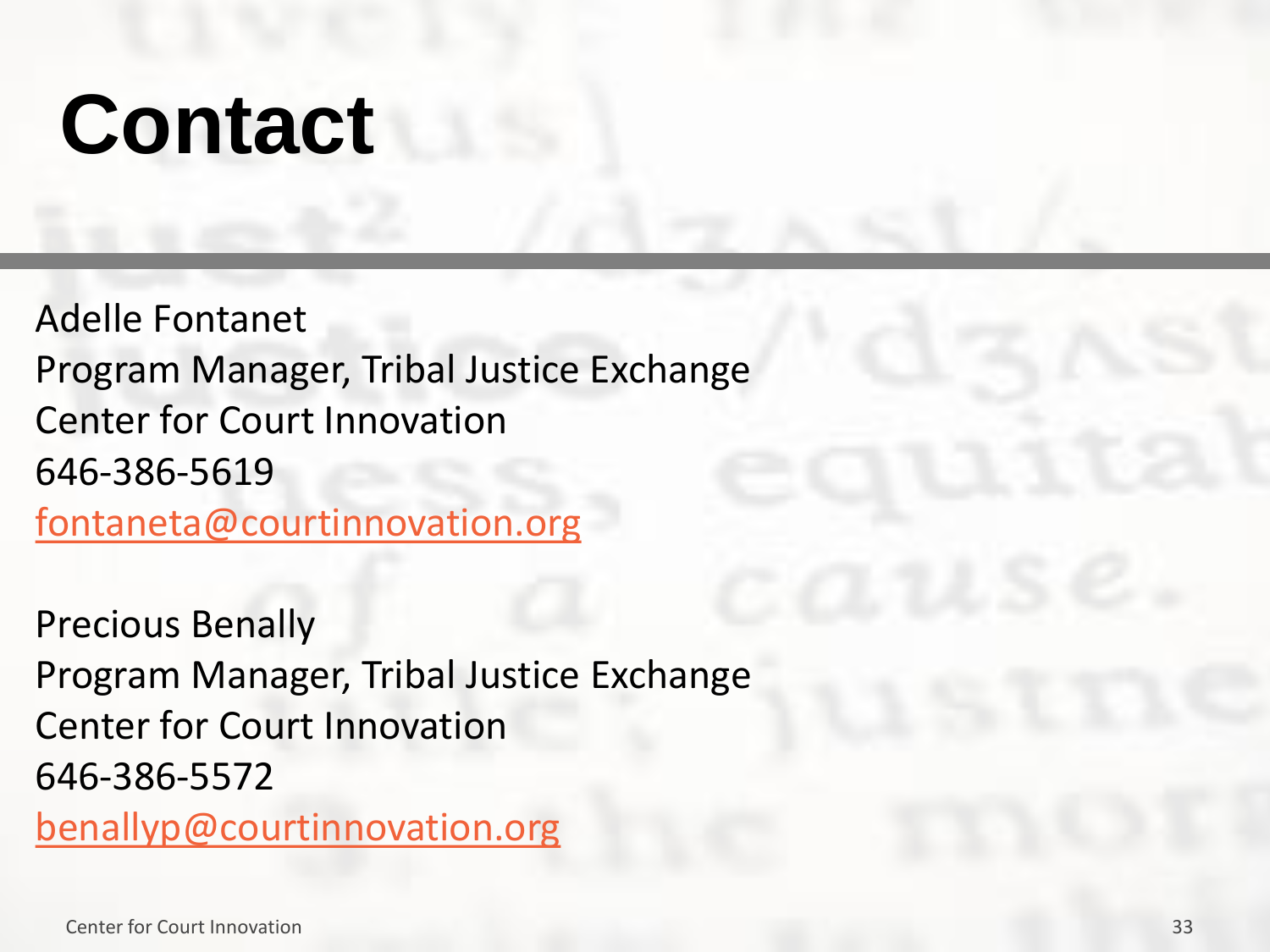# Contact

Adelle Fontanet
Program Manager, Tribal Justice Exchange
Center for Court Innovation
646-386-5619
fontaneta@courtinnovation.org

Precious Benally
Program Manager, Tribal Justice Exchange
Center for Court Innovation
646-386-5572
benallyp@courtinnovation.org